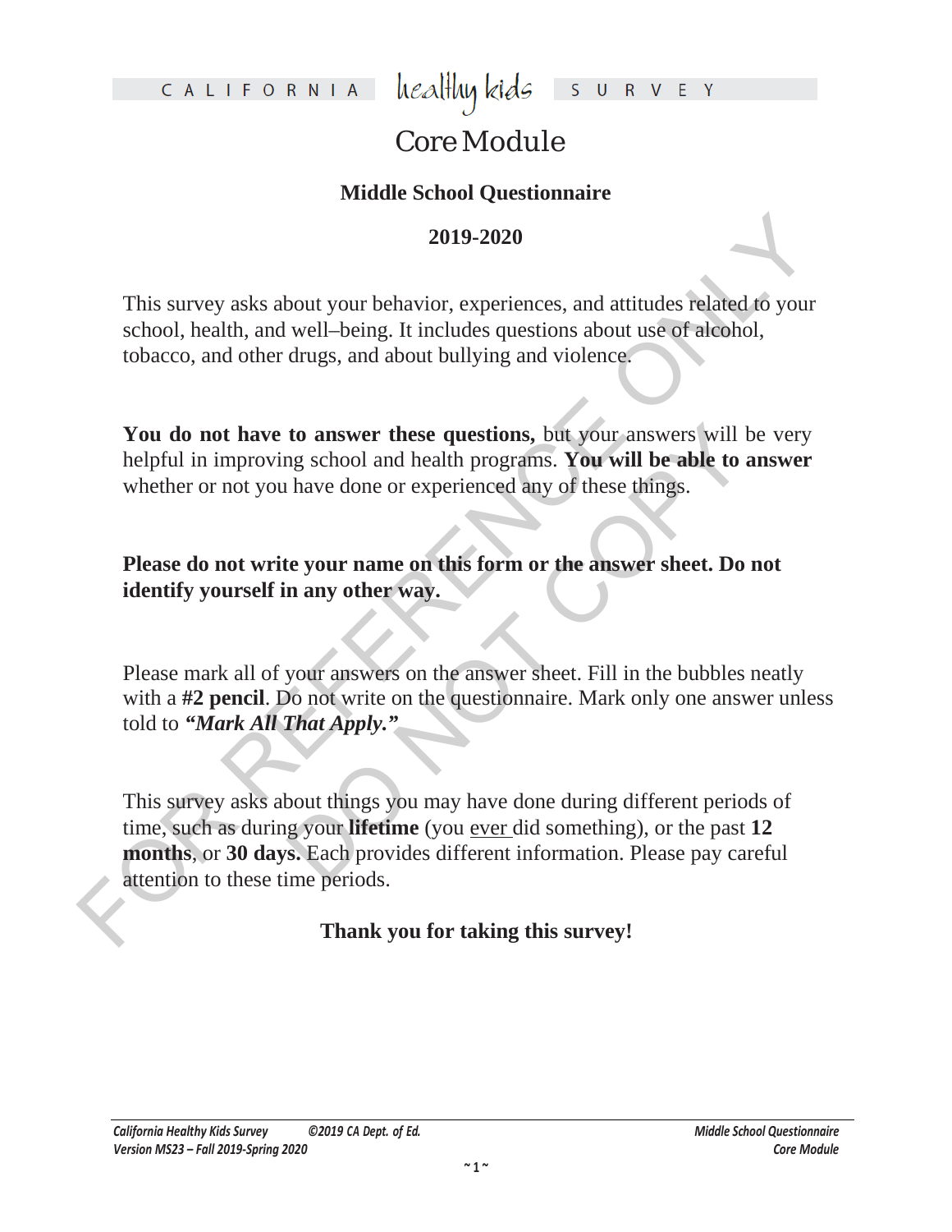# CALIFORNIA healthy kids SURVEY

## Core Module

### Middle School Questionnaire

### 2019-2020

This survey asks about your behavior, experiences, and attitudes related to your school, health, and well–being. It includes questions about use of alcohol, tobacco, and other drugs, and about bullying and violence.

**You do not have to answer these questions,** but your answers will be very helpful in improving school and health programs. **You will be able to answer** whether or not you have done or experienced any of these things.

**Please do not write your name on this form or the answer sheet. Do not identify yourself in any other way.**

Please mark all of your answers on the answer sheet. Fill in the bubbles neatly with a **#2 pencil**. Do not write on the questionnaire. Mark only one answer unless told to ***"Mark All That Apply."***

This survey asks about things you may have done during different periods of time, such as during your **lifetime** (you ever did something), or the past **12 months**, or **30 days.** Each provides different information. Please pay careful attention to these time periods.

**Thank you for taking this survey!**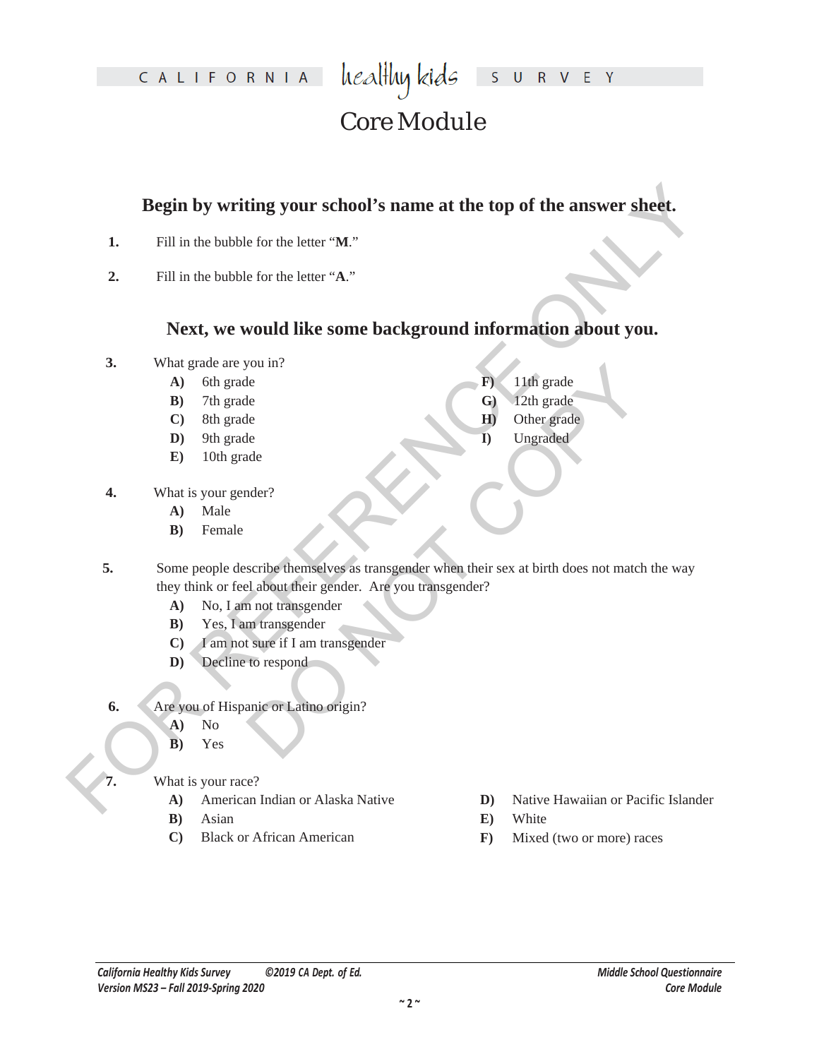# Core Module

**Begin by writing your school's name at the top of the answer sheet.**

**1.** Fill in the bubble for the letter "**M**."

**2.** Fill in the bubble for the letter "**A**."

**Next, we would like some background information about you.**

**3.** What grade are you in?

- **A)** 6th grade
- **B)** 7th grade
- **C)** 8th grade
- **D)** 9th grade
- **E)** 10th grade
- **F)** 11th grade
- **G)** 12th grade
- **H)** Other grade
- **I)** Ungraded

**4.** What is your gender?

- **A)** Male
- **B)** Female

**5.** Some people describe themselves as transgender when their sex at birth does not match the way they think or feel about their gender. Are you transgender?

- **A)** No, I am not transgender
- **B)** Yes, I am transgender
- **C)** I am not sure if I am transgender
- **D)** Decline to respond

**6.** Are you of Hispanic or Latino origin?

- **A)** No
- **B)** Yes

**7.** What is your race?

- **A)** American Indian or Alaska Native
- **B)** Asian
- **C)** Black or African American
- **D)** Native Hawaiian or Pacific Islander
- **E)** White
- **F)** Mixed (two or more) races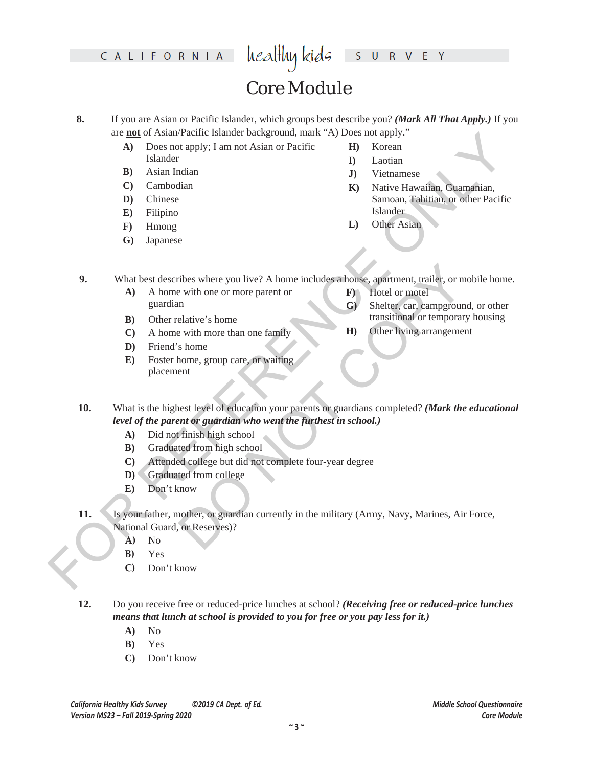# Core Module

**8.** If you are Asian or Pacific Islander, which groups best describe you? ***(Mark All That Apply.)*** If you are **not** of Asian/Pacific Islander background, mark "A) Does not apply."

- **A)** Does not apply; I am not Asian or Pacific Islander
- **B)** Asian Indian
- **C)** Cambodian
- **D)** Chinese
- **E)** Filipino
- **F)** Hmong
- **G)** Japanese
- **H)** Korean
- **I)** Laotian
- **J)** Vietnamese
- **K)** Native Hawaiian, Guamanian, Samoan, Tahitian, or other Pacific Islander
- **L)** Other Asian

**9.** What best describes where you live? A home includes a house, apartment, trailer, or mobile home.

- **A)** A home with one or more parent or guardian
- **B)** Other relative's home
- **C)** A home with more than one family
- **D)** Friend's home
- **E)** Foster home, group care, or waiting placement
- **F)** Hotel or motel
- **G)** Shelter, car, campground, or other transitional or temporary housing
- **H)** Other living arrangement

**10.** What is the highest level of education your parents or guardians completed? ***(Mark the educational level of the parent or guardian who went the furthest in school.)***

- **A)** Did not finish high school
- **B)** Graduated from high school
- **C)** Attended college but did not complete four-year degree
- **D)** Graduated from college
- **E)** Don't know

**11.** Is your father, mother, or guardian currently in the military (Army, Navy, Marines, Air Force, National Guard, or Reserves)?

- **A)** No
- **B)** Yes
- **C)** Don't know

**12.** Do you receive free or reduced-price lunches at school? ***(Receiving free or reduced-price lunches means that lunch at school is provided to you for free or you pay less for it.)***

- **A)** No
- **B)** Yes
- **C)** Don't know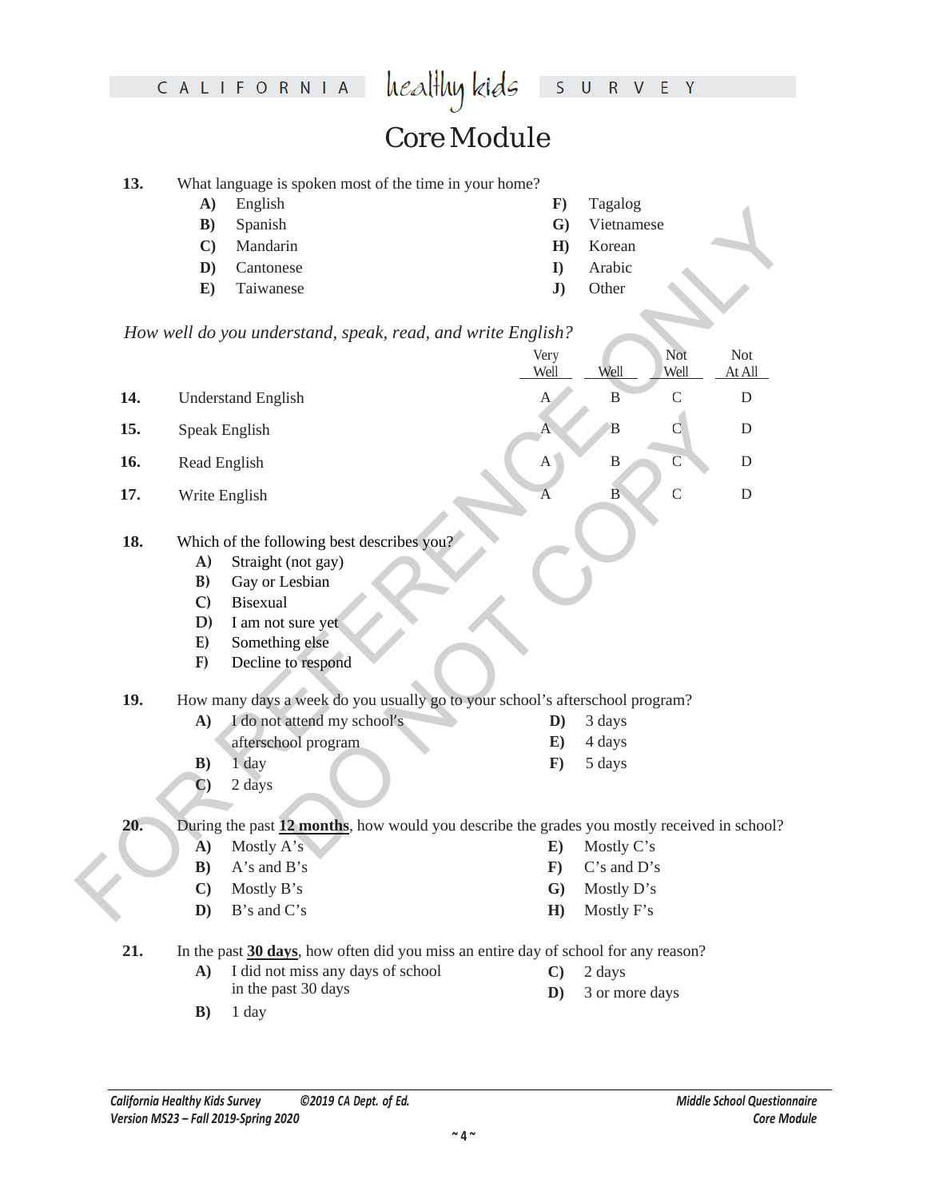# Core Module

**13.** What language is spoken most of the time in your home?

- **A)** English
- **B)** Spanish
- **C)** Mandarin
- **D)** Cantonese
- **E)** Taiwanese
- **F)** Tagalog
- **G)** Vietnamese
- **H)** Korean
- **I)** Arabic
- **J)** Other

*How well do you understand, speak, read, and write English?*

| | | Very Well | Well | Not Well | Not At All |
|---|---|---|---|---|---|
| **14.** | Understand English | A | B | C | D |
| **15.** | Speak English | A | B | C | D |
| **16.** | Read English | A | B | C | D |
| **17.** | Write English | A | B | C | D |

**18.** Which of the following best describes you?

- **A)** Straight (not gay)
- **B)** Gay or Lesbian
- **C)** Bisexual
- **D)** I am not sure yet
- **E)** Something else
- **F)** Decline to respond

**19.** How many days a week do you usually go to your school's afterschool program?

- **A)** I do not attend my school's afterschool program
- **B)** 1 day
- **C)** 2 days
- **D)** 3 days
- **E)** 4 days
- **F)** 5 days

**20.** During the past **12 months**, how would you describe the grades you mostly received in school?

- **A)** Mostly A's
- **B)** A's and B's
- **C)** Mostly B's
- **D)** B's and C's
- **E)** Mostly C's
- **F)** C's and D's
- **G)** Mostly D's
- **H)** Mostly F's

**21.** In the past **30 days**, how often did you miss an entire day of school for any reason?

- **A)** I did not miss any days of school in the past 30 days
- **B)** 1 day
- **C)** 2 days
- **D)** 3 or more days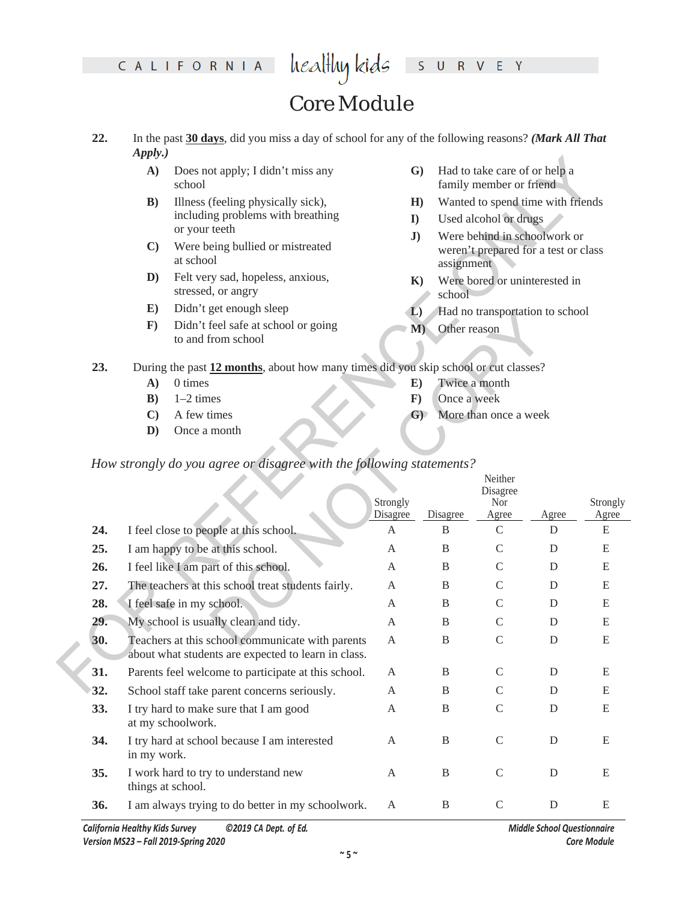# Core Module

**22.** In the past **30 days**, did you miss a day of school for any of the following reasons? ***(Mark All That Apply.)***

- **A)** Does not apply; I didn't miss any school
- **B)** Illness (feeling physically sick), including problems with breathing or your teeth
- **C)** Were being bullied or mistreated at school
- **D)** Felt very sad, hopeless, anxious, stressed, or angry
- **E)** Didn't get enough sleep
- **F)** Didn't feel safe at school or going to and from school
- **G)** Had to take care of or help a family member or friend
- **H)** Wanted to spend time with friends
- **I)** Used alcohol or drugs
- **J)** Were behind in schoolwork or weren't prepared for a test or class assignment
- **K)** Were bored or uninterested in school
- **L)** Had no transportation to school
- **M)** Other reason

**23.** During the past **12 months**, about how many times did you skip school or cut classes?

- **A)** 0 times
- **B)** 1–2 times
- **C)** A few times
- **D)** Once a month
- **E)** Twice a month
- **F)** Once a week
- **G)** More than once a week

*How strongly do you agree or disagree with the following statements?*

| | | Strongly Disagree | Disagree | Neither Disagree Nor Agree | Agree | Strongly Agree |
|---|---|---|---|---|---|---|
| **24.** | I feel close to people at this school. | A | B | C | D | E |
| **25.** | I am happy to be at this school. | A | B | C | D | E |
| **26.** | I feel like I am part of this school. | A | B | C | D | E |
| **27.** | The teachers at this school treat students fairly. | A | B | C | D | E |
| **28.** | I feel safe in my school. | A | B | C | D | E |
| **29.** | My school is usually clean and tidy. | A | B | C | D | E |
| **30.** | Teachers at this school communicate with parents about what students are expected to learn in class. | A | B | C | D | E |
| **31.** | Parents feel welcome to participate at this school. | A | B | C | D | E |
| **32.** | School staff take parent concerns seriously. | A | B | C | D | E |
| **33.** | I try hard to make sure that I am good at my schoolwork. | A | B | C | D | E |
| **34.** | I try hard at school because I am interested in my work. | A | B | C | D | E |
| **35.** | I work hard to try to understand new things at school. | A | B | C | D | E |
| **36.** | I am always trying to do better in my schoolwork. | A | B | C | D | E |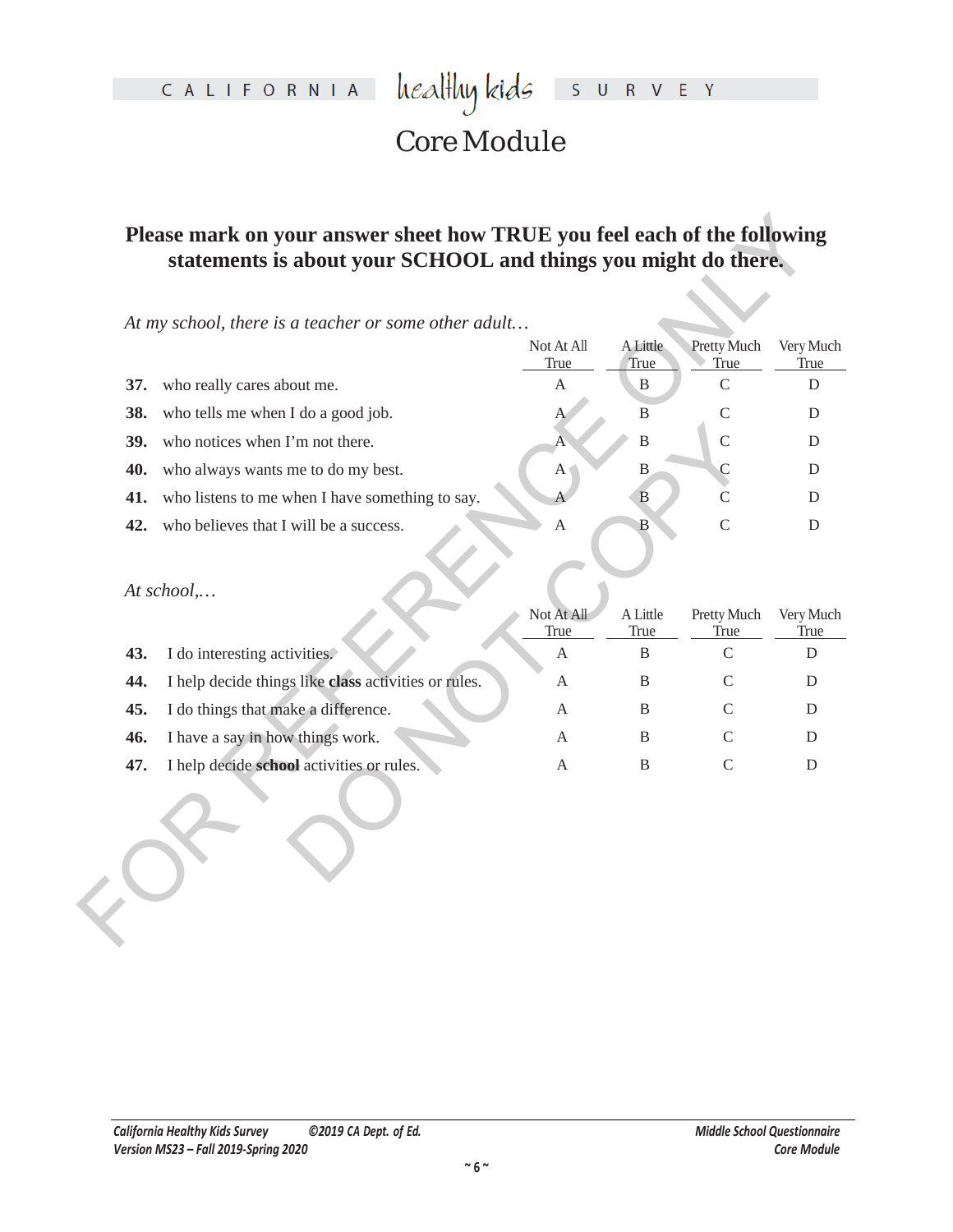# Core Module

**Please mark on your answer sheet how TRUE you feel each of the following statements is about your SCHOOL and things you might do there.**

*At my school, there is a teacher or some other adult…*

| | | Not At All True | A Little True | Pretty Much True | Very Much True |
|---|---|---|---|---|---|
| **37.** | who really cares about me. | A | B | C | D |
| **38.** | who tells me when I do a good job. | A | B | C | D |
| **39.** | who notices when I'm not there. | A | B | C | D |
| **40.** | who always wants me to do my best. | A | B | C | D |
| **41.** | who listens to me when I have something to say. | A | B | C | D |
| **42.** | who believes that I will be a success. | A | B | C | D |

*At school,…*

| | | Not At All True | A Little True | Pretty Much True | Very Much True |
|---|---|---|---|---|---|
| **43.** | I do interesting activities. | A | B | C | D |
| **44.** | I help decide things like **class** activities or rules. | A | B | C | D |
| **45.** | I do things that make a difference. | A | B | C | D |
| **46.** | I have a say in how things work. | A | B | C | D |
| **47.** | I help decide **school** activities or rules. | A | B | C | D |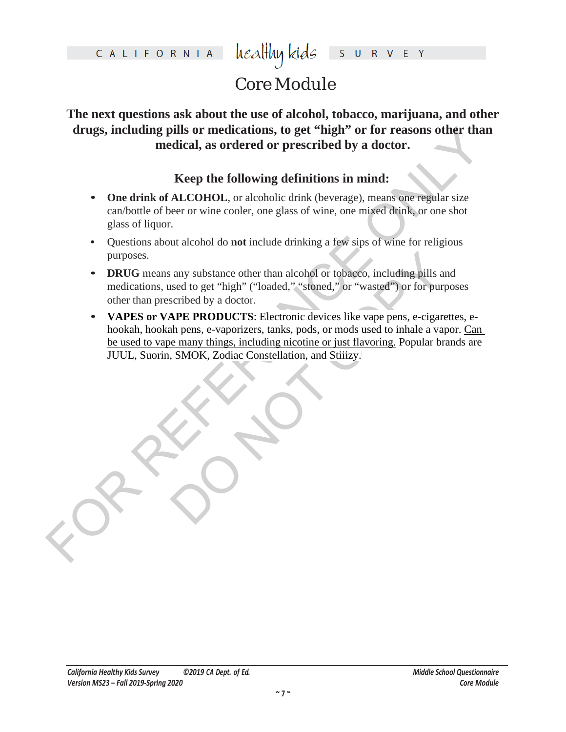# Core Module

**The next questions ask about the use of alcohol, tobacco, marijuana, and other drugs, including pills or medications, to get "high" or for reasons other than medical, as ordered or prescribed by a doctor.**

## Keep the following definitions in mind:

- **One drink of ALCOHOL**, or alcoholic drink (beverage), means one regular size can/bottle of beer or wine cooler, one glass of wine, one mixed drink, or one shot glass of liquor.
- Questions about alcohol do **not** include drinking a few sips of wine for religious purposes.
- **DRUG** means any substance other than alcohol or tobacco, including pills and medications, used to get "high" ("loaded," "stoned," or "wasted") or for purposes other than prescribed by a doctor.
- **VAPES or VAPE PRODUCTS**: Electronic devices like vape pens, e-cigarettes, e-hookah, hookah pens, e-vaporizers, tanks, pods, or mods used to inhale a vapor. <u>Can be used to vape many things, including nicotine or just flavoring.</u> Popular brands are JUUL, Suorin, SMOK, Zodiac Constellation, and Stiiizy.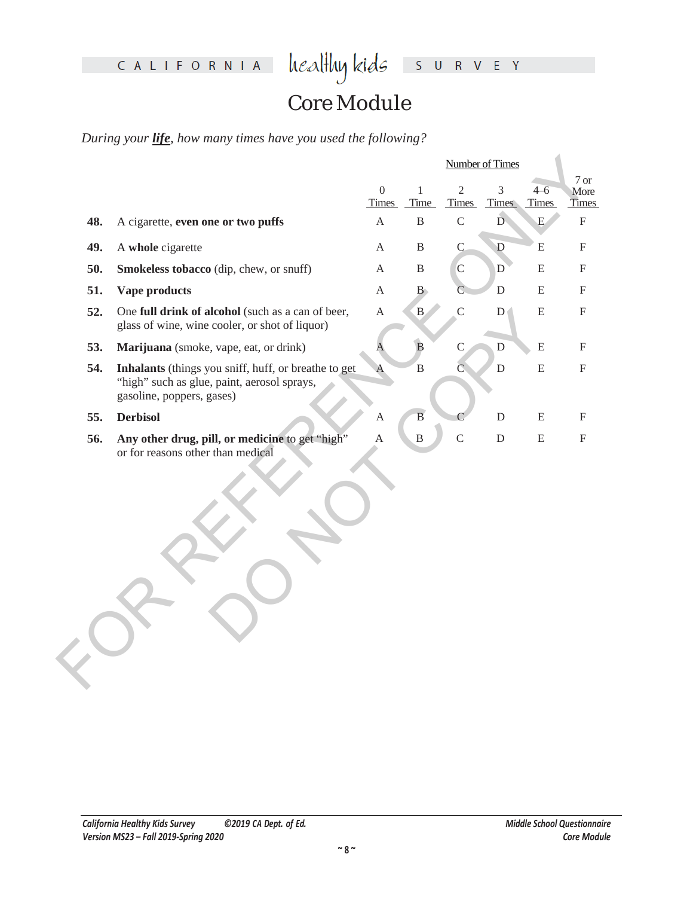# Core Module

*During your **life**, how many times have you used the following?*

| | | Number of Times | | | | | |
|---|---|---|---|---|---|---|---|
| | | 0 Times | 1 Time | 2 Times | 3 Times | 4–6 Times | 7 or More Times |
| **48.** | A cigarette, **even one or two puffs** | A | B | C | D | E | F |
| **49.** | A **whole** cigarette | A | B | C | D | E | F |
| **50.** | **Smokeless tobacco** (dip, chew, or snuff) | A | B | C | D | E | F |
| **51.** | **Vape products** | A | B | C | D | E | F |
| **52.** | One **full drink of alcohol** (such as a can of beer, glass of wine, wine cooler, or shot of liquor) | A | B | C | D | E | F |
| **53.** | **Marijuana** (smoke, vape, eat, or drink) | A | B | C | D | E | F |
| **54.** | **Inhalants** (things you sniff, huff, or breathe to get "high" such as glue, paint, aerosol sprays, gasoline, poppers, gases) | A | B | C | D | E | F |
| **55.** | **Derbisol** | A | B | C | D | E | F |
| **56.** | **Any other drug, pill, or medicine** to get "high" or for reasons other than medical | A | B | C | D | E | F |

FOR REFERENCE ONLY
DO NOT COPY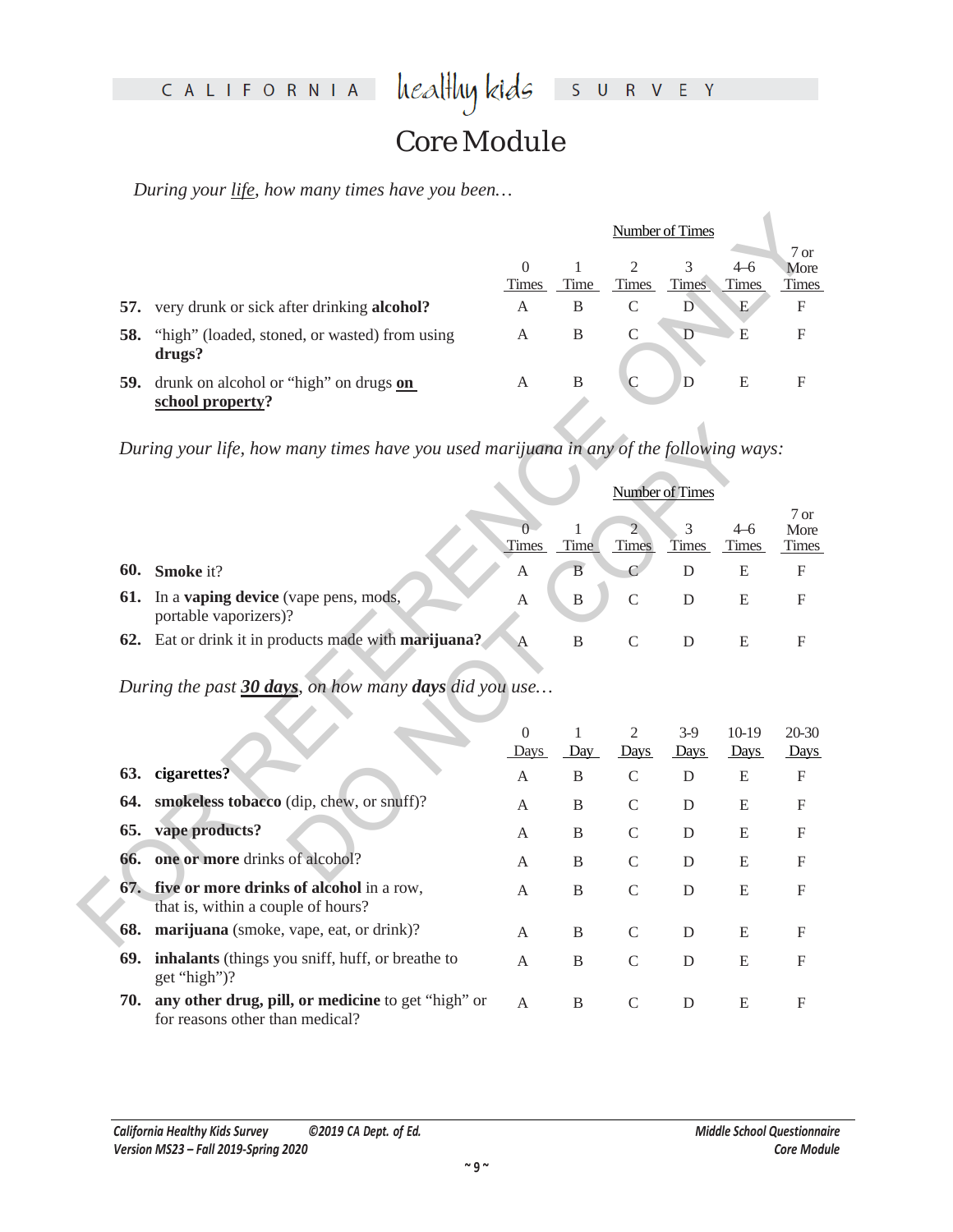# Core Module

*During your life, how many times have you been…*

| | | Number of Times | | | | |
|---|---|---|---|---|---|---|
| | 0 Times | 1 Time | 2 Times | 3 Times | 4–6 Times | 7 or More Times |
| **57.** very drunk or sick after drinking **alcohol?** | A | B | C | D | E | F |
| **58.** "high" (loaded, stoned, or wasted) from using **drugs?** | A | B | C | D | E | F |
| **59.** drunk on alcohol or "high" on drugs **on school property?** | A | B | C | D | E | F |

*During your life, how many times have you used marijuana in any of the following ways:*

| | | Number of Times | | | | |
|---|---|---|---|---|---|---|
| | 0 Times | 1 Time | 2 Times | 3 Times | 4–6 Times | 7 or More Times |
| **60.** **Smoke** it? | A | B | C | D | E | F |
| **61.** In a **vaping device** (vape pens, mods, portable vaporizers)? | A | B | C | D | E | F |
| **62.** Eat or drink it in products made with **marijuana?** | A | B | C | D | E | F |

*During the past **30 days**, on how many **days** did you use…*

| | 0 Days | 1 Day | 2 Days | 3-9 Days | 10-19 Days | 20-30 Days |
|---|---|---|---|---|---|---|
| **63.** **cigarettes?** | A | B | C | D | E | F |
| **64.** **smokeless tobacco** (dip, chew, or snuff)? | A | B | C | D | E | F |
| **65.** **vape products?** | A | B | C | D | E | F |
| **66.** **one or more** drinks of alcohol? | A | B | C | D | E | F |
| **67.** **five or more drinks of alcohol** in a row, that is, within a couple of hours? | A | B | C | D | E | F |
| **68.** **marijuana** (smoke, vape, eat, or drink)? | A | B | C | D | E | F |
| **69.** **inhalants** (things you sniff, huff, or breathe to get "high")? | A | B | C | D | E | F |
| **70.** **any other drug, pill, or medicine** to get "high" or for reasons other than medical? | A | B | C | D | E | F |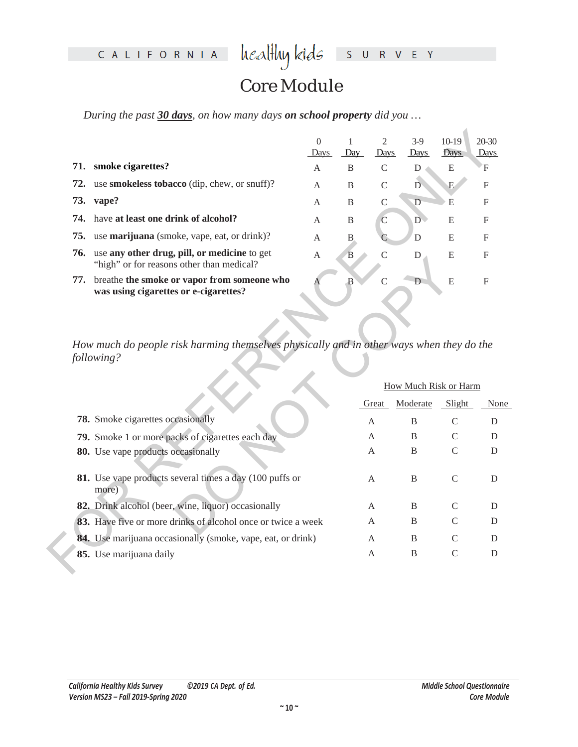# Core Module

*During the past **30 days**, on how many days **on school property** did you …*

| | | 0 Days | 1 Day | 2 Days | 3-9 Days | 10-19 Days | 20-30 Days |
|---|---|---|---|---|---|---|---|
| **71.** | **smoke cigarettes?** | A | B | C | D | E | F |
| **72.** | use **smokeless tobacco** (dip, chew, or snuff)? | A | B | C | D | E | F |
| **73.** | **vape?** | A | B | C | D | E | F |
| **74.** | have **at least one drink of alcohol?** | A | B | C | D | E | F |
| **75.** | use **marijuana** (smoke, vape, eat, or drink)? | A | B | C | D | E | F |
| **76.** | use **any other drug, pill, or medicine** to get "high" or for reasons other than medical? | A | B | C | D | E | F |
| **77.** | breathe **the smoke or vapor from someone who was using cigarettes or e-cigarettes?** | A | B | C | D | E | F |

*How much do people risk harming themselves physically and in other ways when they do the following?*

| | How Much Risk or Harm | | | |
|---|---|---|---|---|
| | Great | Moderate | Slight | None |
| **78.** Smoke cigarettes occasionally | A | B | C | D |
| **79.** Smoke 1 or more packs of cigarettes each day | A | B | C | D |
| **80.** Use vape products occasionally | A | B | C | D |
| **81.** Use vape products several times a day (100 puffs or more) | A | B | C | D |
| **82.** Drink alcohol (beer, wine, liquor) occasionally | A | B | C | D |
| **83.** Have five or more drinks of alcohol once or twice a week | A | B | C | D |
| **84.** Use marijuana occasionally (smoke, vape, eat, or drink) | A | B | C | D |
| **85.** Use marijuana daily | A | B | C | D |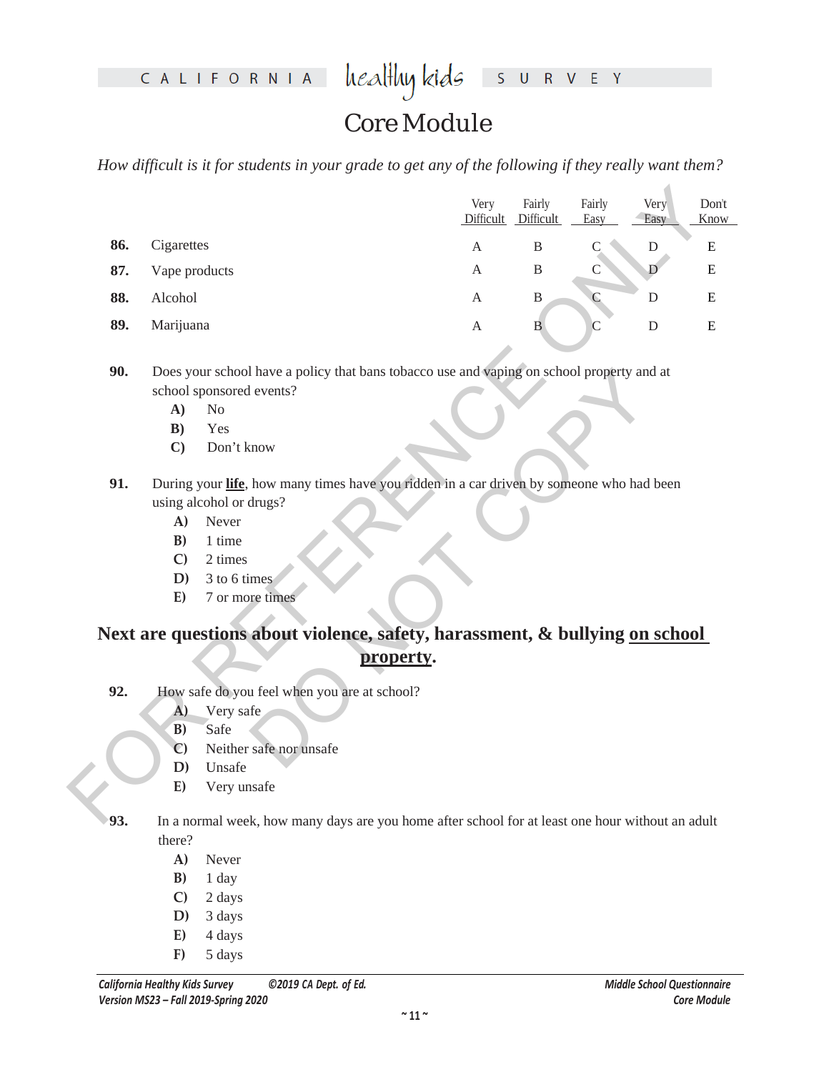# Core Module

*How difficult is it for students in your grade to get any of the following if they really want them?*

| | | Very Difficult | Fairly Difficult | Fairly Easy | Very Easy | Don't Know |
|---|---|---|---|---|---|---|
| **86.** | Cigarettes | A | B | C | D | E |
| **87.** | Vape products | A | B | C | D | E |
| **88.** | Alcohol | A | B | C | D | E |
| **89.** | Marijuana | A | B | C | D | E |

**90.** Does your school have a policy that bans tobacco use and vaping on school property and at school sponsored events?

- **A)** No
- **B)** Yes
- **C)** Don't know

**91.** During your **life**, how many times have you ridden in a car driven by someone who had been using alcohol or drugs?

- **A)** Never
- **B)** 1 time
- **C)** 2 times
- **D)** 3 to 6 times
- **E)** 7 or more times

## Next are questions about violence, safety, harassment, & bullying on school property.

**92.** How safe do you feel when you are at school?

- **A)** Very safe
- **B)** Safe
- **C)** Neither safe nor unsafe
- **D)** Unsafe
- **E)** Very unsafe

**93.** In a normal week, how many days are you home after school for at least one hour without an adult there?

- **A)** Never
- **B)** 1 day
- **C)** 2 days
- **D)** 3 days
- **E)** 4 days
- **F)** 5 days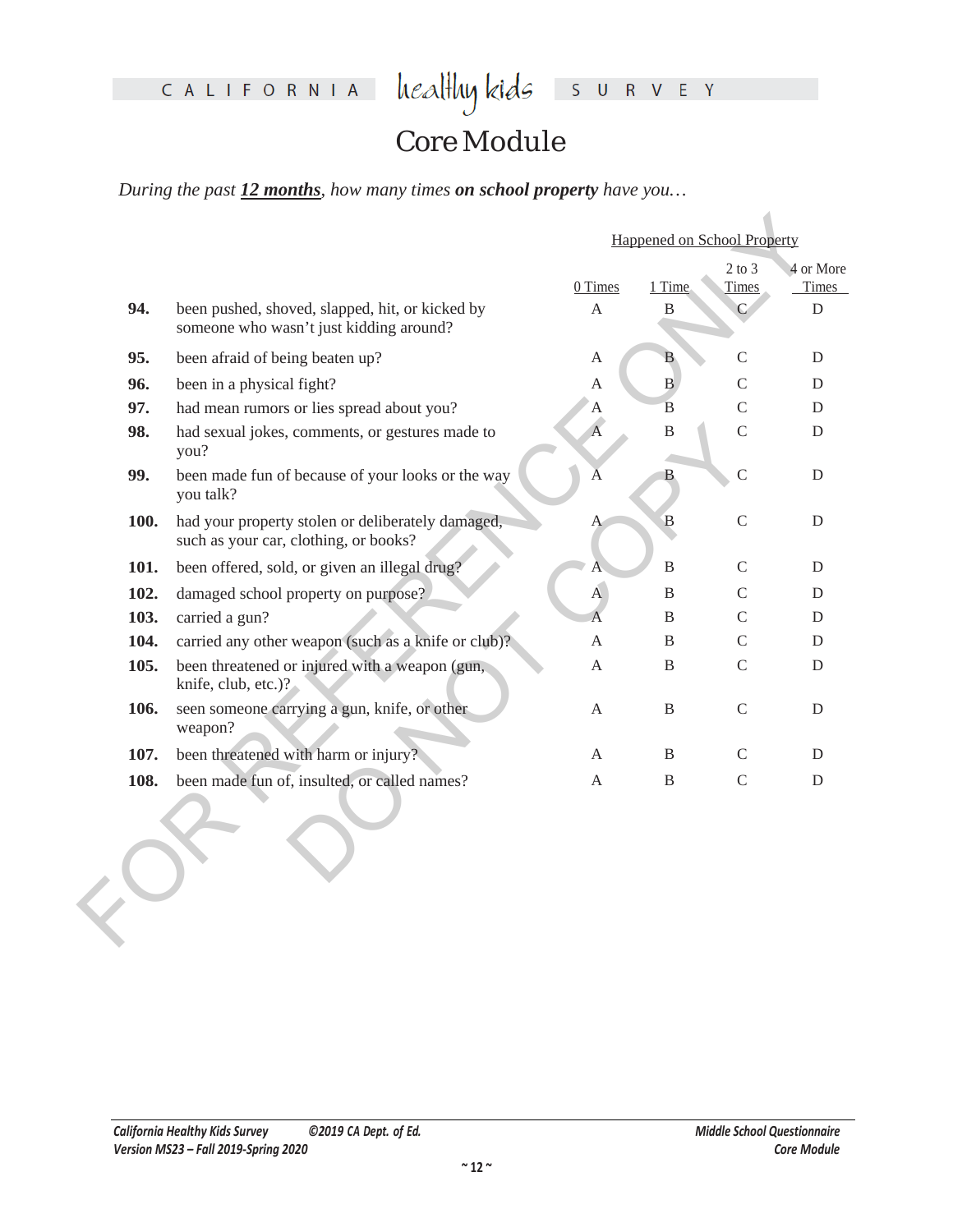# Core Module

*During the past **12 months**, how many times **on school property** have you…*

| | | Happened on School Property | | | |
|---|---|---|---|---|---|
| | | 0 Times | 1 Time | 2 to 3 Times | 4 or More Times |
| **94.** | been pushed, shoved, slapped, hit, or kicked by someone who wasn't just kidding around? | A | B | C | D |
| **95.** | been afraid of being beaten up? | A | B | C | D |
| **96.** | been in a physical fight? | A | B | C | D |
| **97.** | had mean rumors or lies spread about you? | A | B | C | D |
| **98.** | had sexual jokes, comments, or gestures made to you? | A | B | C | D |
| **99.** | been made fun of because of your looks or the way you talk? | A | B | C | D |
| **100.** | had your property stolen or deliberately damaged, such as your car, clothing, or books? | A | B | C | D |
| **101.** | been offered, sold, or given an illegal drug? | A | B | C | D |
| **102.** | damaged school property on purpose? | A | B | C | D |
| **103.** | carried a gun? | A | B | C | D |
| **104.** | carried any other weapon (such as a knife or club)? | A | B | C | D |
| **105.** | been threatened or injured with a weapon (gun, knife, club, etc.)? | A | B | C | D |
| **106.** | seen someone carrying a gun, knife, or other weapon? | A | B | C | D |
| **107.** | been threatened with harm or injury? | A | B | C | D |
| **108.** | been made fun of, insulted, or called names? | A | B | C | D |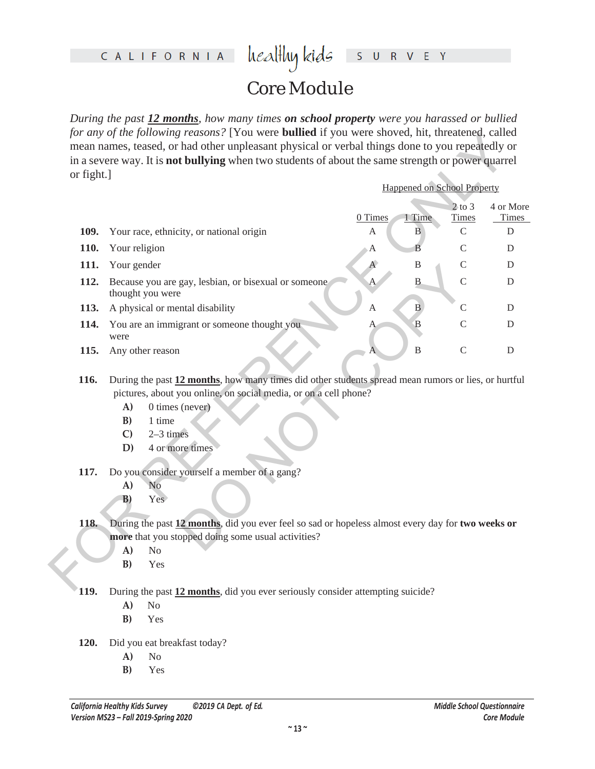# Core Module

*During the past **12 months**, how many times **on school property** were you harassed or bullied for any of the following reasons?* [You were **bullied** if you were shoved, hit, threatened, called mean names, teased, or had other unpleasant physical or verbal things done to you repeatedly or in a severe way. It is **not bullying** when two students of about the same strength or power quarrel or fight.]

| | | Happened on School Property | | | |
|---|---|---|---|---|---|
| | | 0 Times | 1 Time | 2 to 3 Times | 4 or More Times |
| **109.** | Your race, ethnicity, or national origin | A | B | C | D |
| **110.** | Your religion | A | B | C | D |
| **111.** | Your gender | A | B | C | D |
| **112.** | Because you are gay, lesbian, or bisexual or someone thought you were | A | B | C | D |
| **113.** | A physical or mental disability | A | B | C | D |
| **114.** | You are an immigrant or someone thought you were | A | B | C | D |
| **115.** | Any other reason | A | B | C | D |

**116.** During the past **12 months**, how many times did other students spread mean rumors or lies, or hurtful pictures, about you online, on social media, or on a cell phone?

- **A)** 0 times (never)
- **B)** 1 time
- **C)** 2–3 times
- **D)** 4 or more times

**117.** Do you consider yourself a member of a gang?

- **A)** No
- **B)** Yes

**118.** During the past **12 months**, did you ever feel so sad or hopeless almost every day for **two weeks or more** that you stopped doing some usual activities?

- **A)** No
- **B)** Yes

**119.** During the past **12 months**, did you ever seriously consider attempting suicide?

- **A)** No
- **B)** Yes

**120.** Did you eat breakfast today?

- **A)** No
- **B)** Yes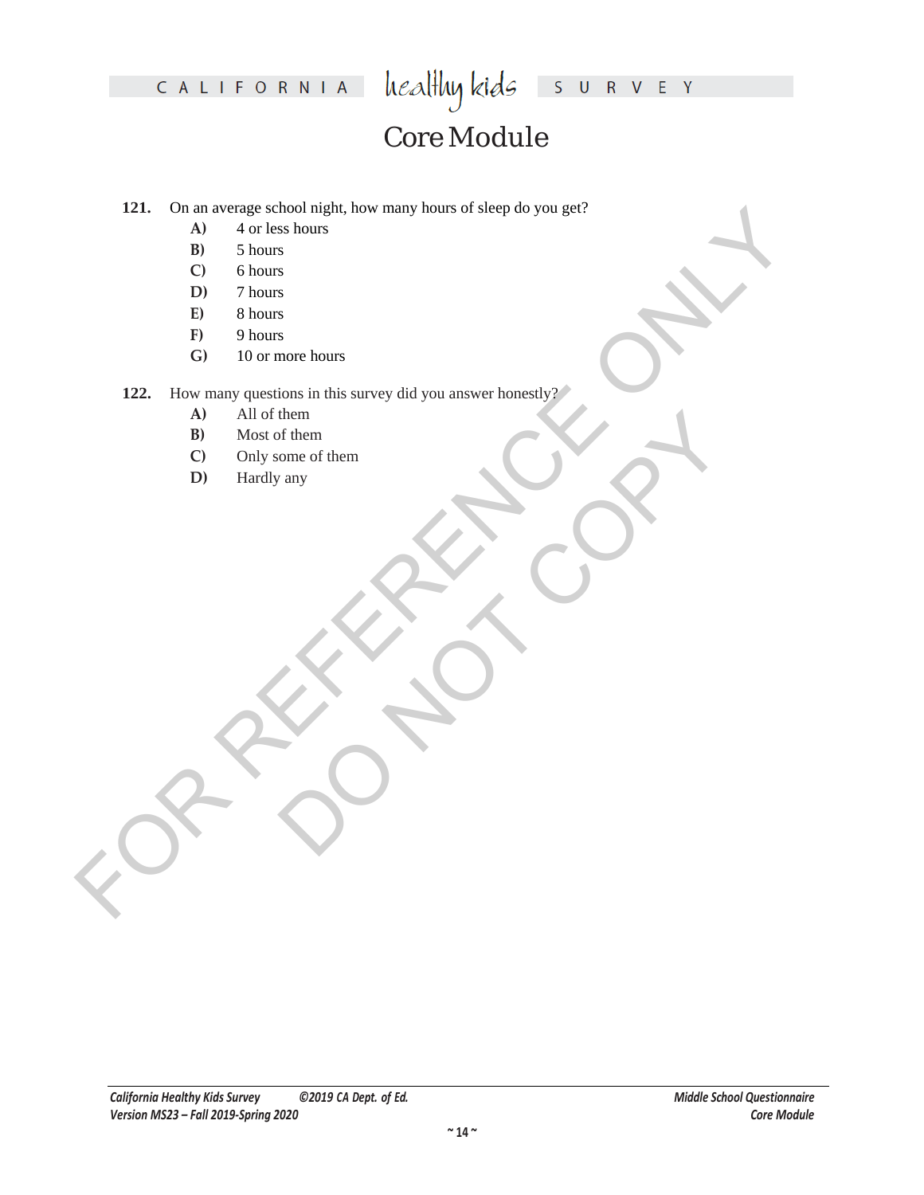# Core Module

**121.** On an average school night, how many hours of sleep do you get?

- **A)** 4 or less hours
- **B)** 5 hours
- **C)** 6 hours
- **D)** 7 hours
- **E)** 8 hours
- **F)** 9 hours
- **G)** 10 or more hours

**122.** How many questions in this survey did you answer honestly?

- **A)** All of them
- **B)** Most of them
- **C)** Only some of them
- **D)** Hardly any